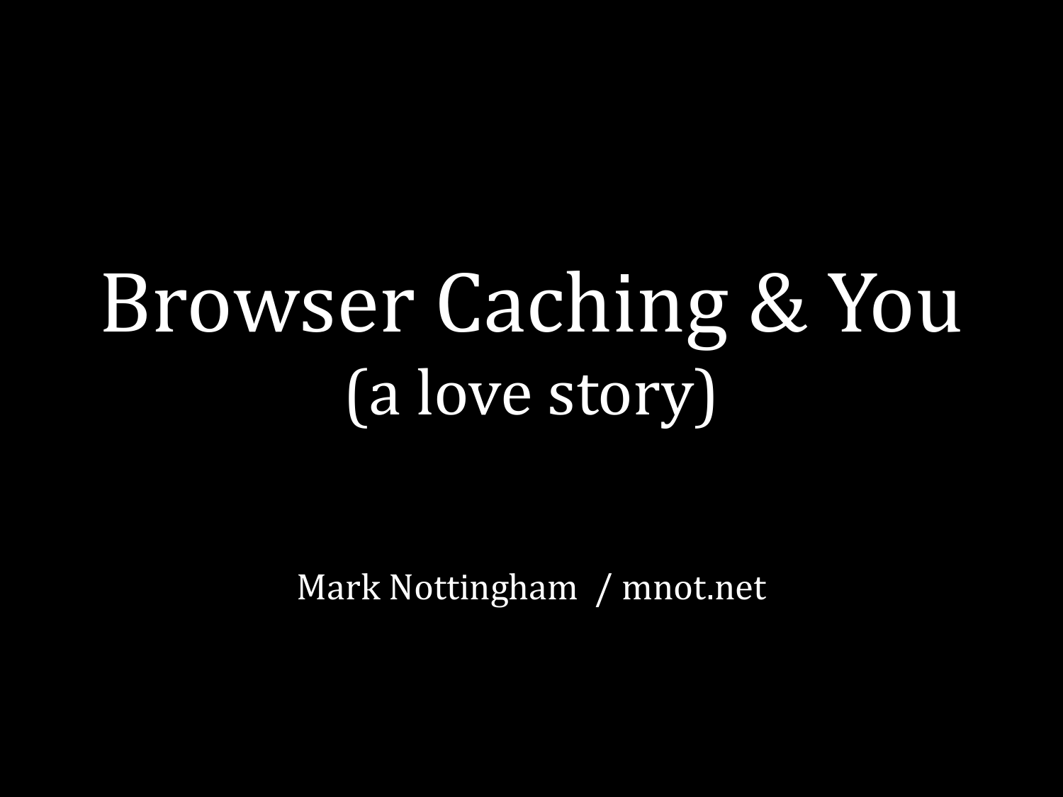# Browser Caching & You

## (a love story)

Mark Nottingham / mnot.net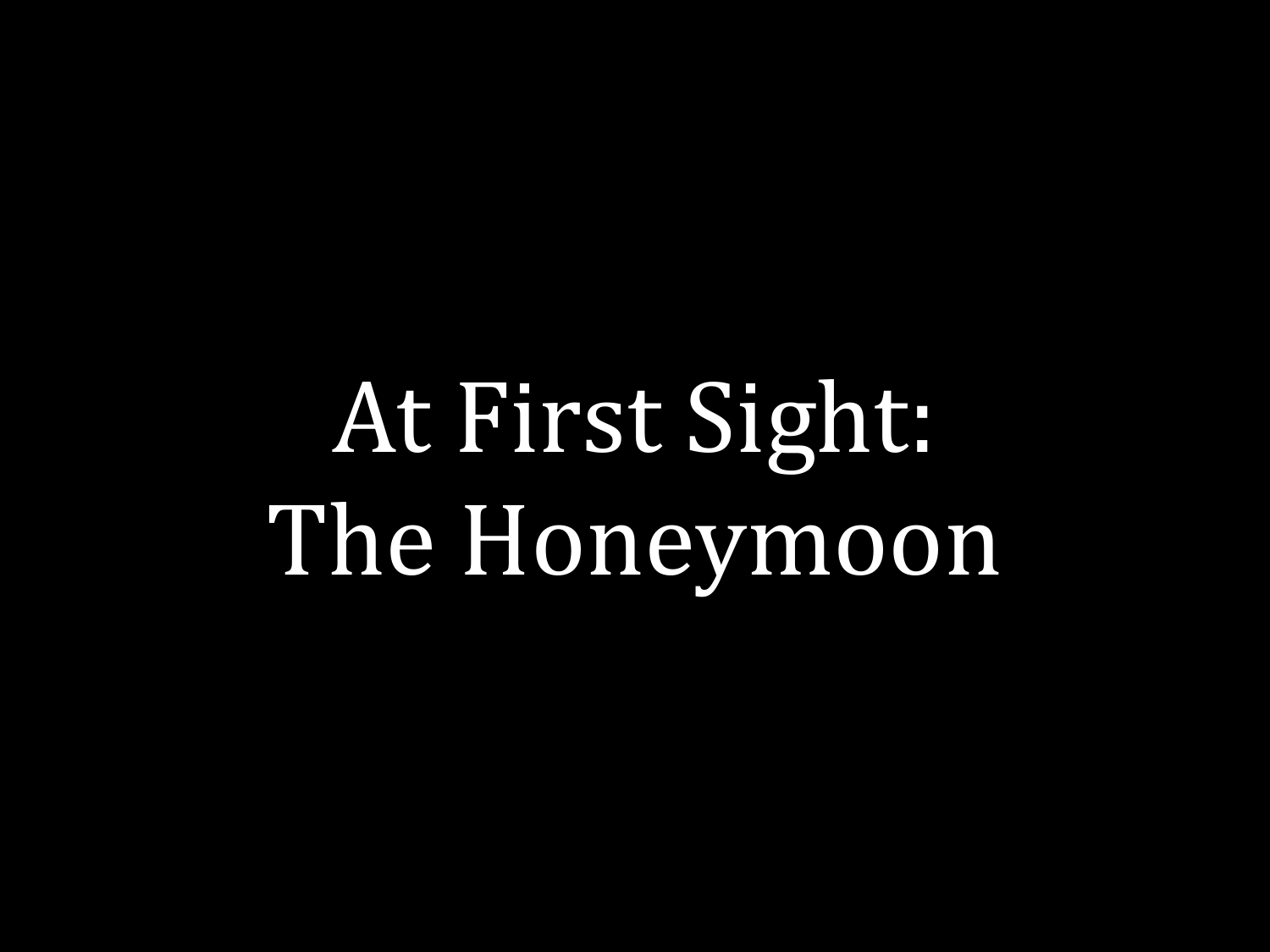# At First Sight: The Honeymoon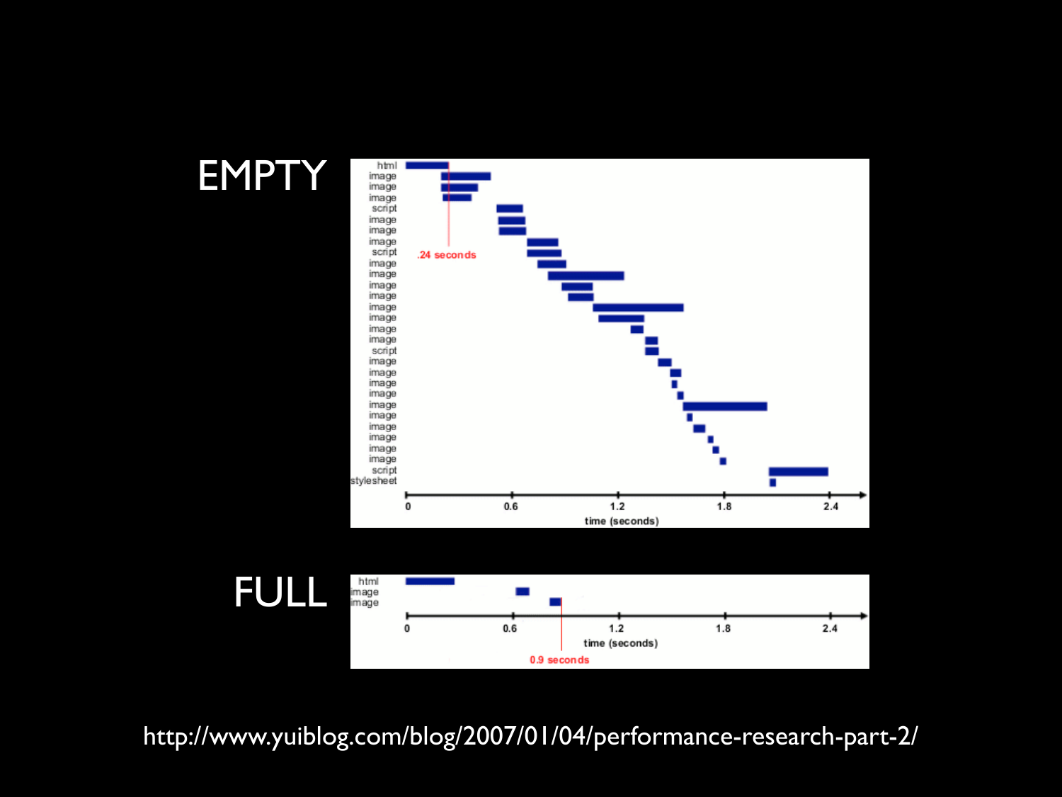EMPTY

FULL

http://www.yuiblog.com/blog/2007/01/04/performance-research-part-2/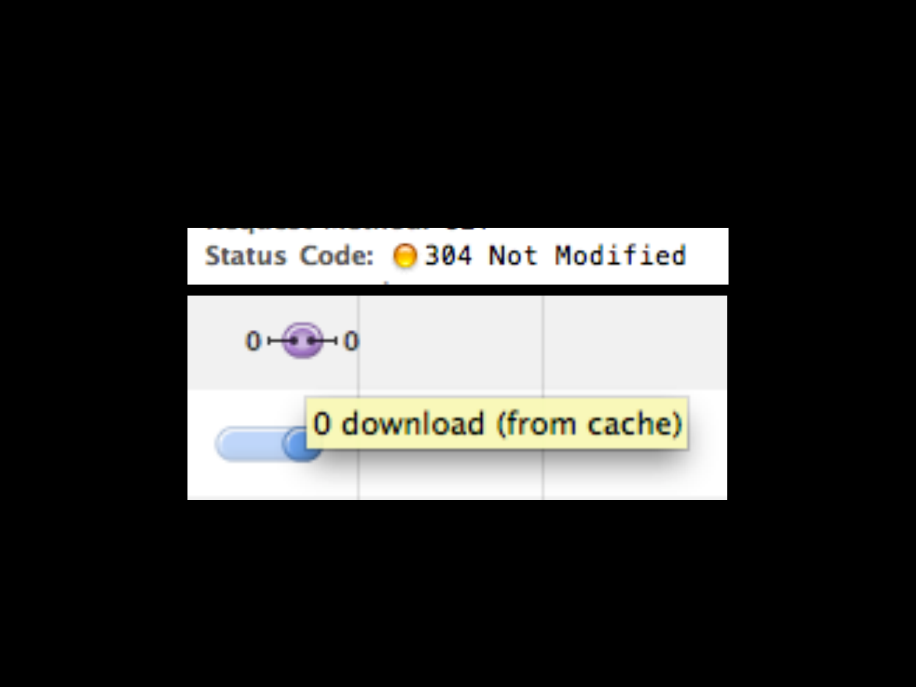Status Code: 304 Not Modified

0 download (from cache)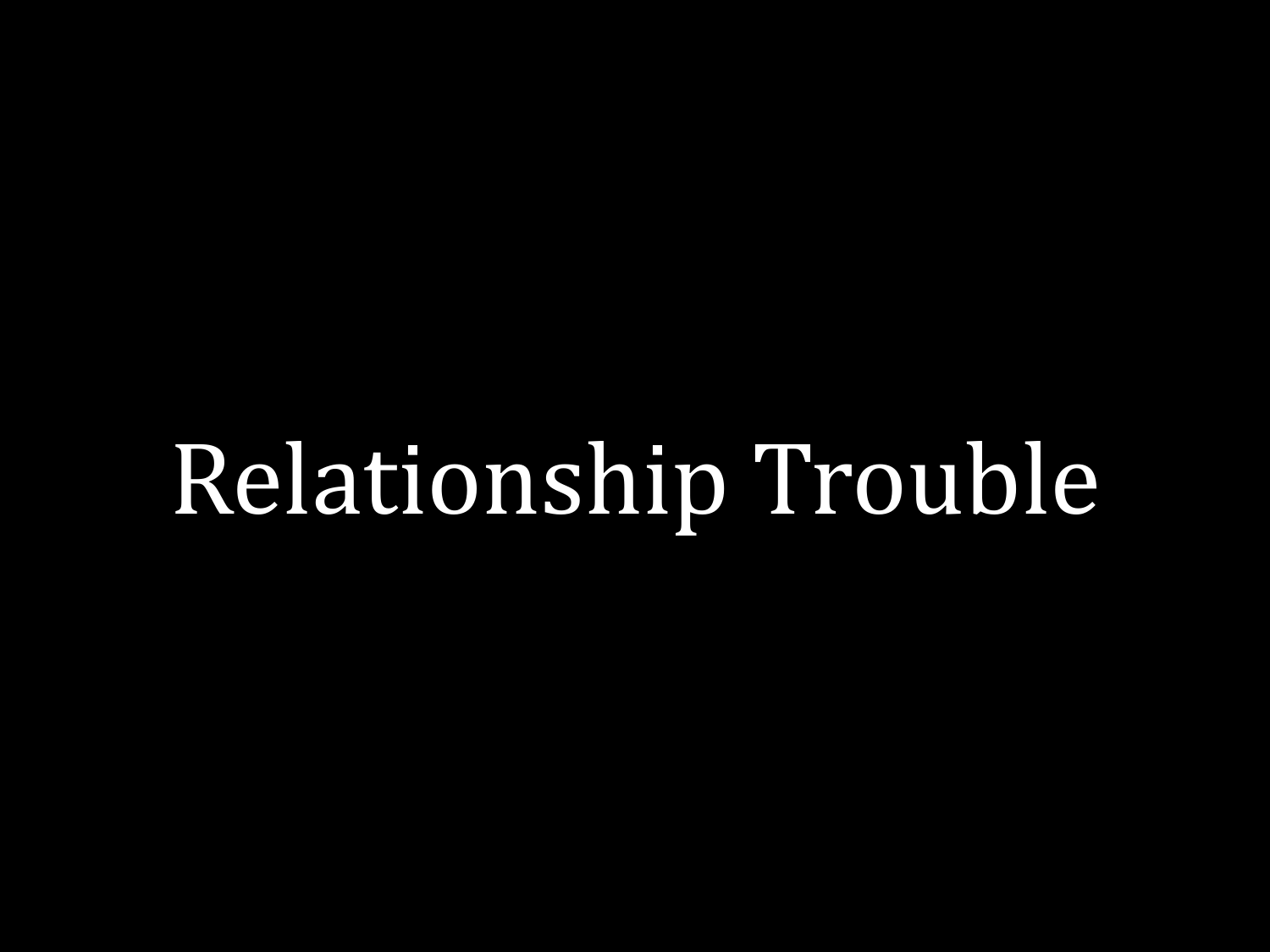# Relationship Trouble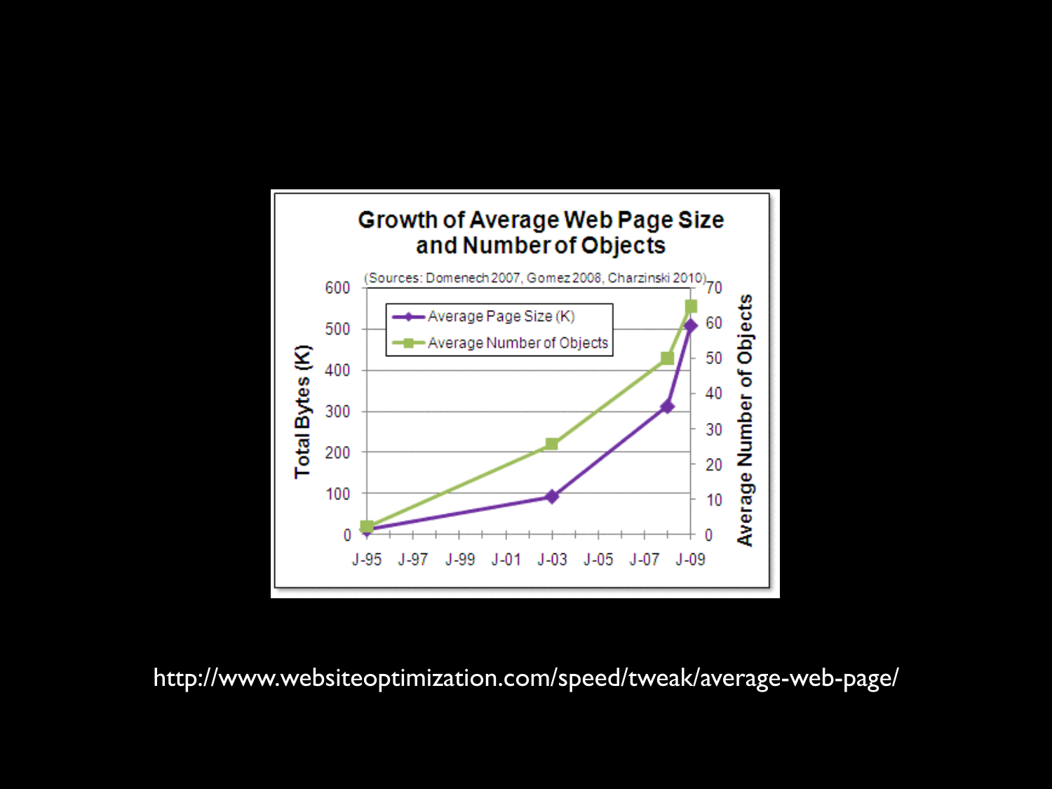http://www.websiteoptimization.com/speed/tweak/average-web-page/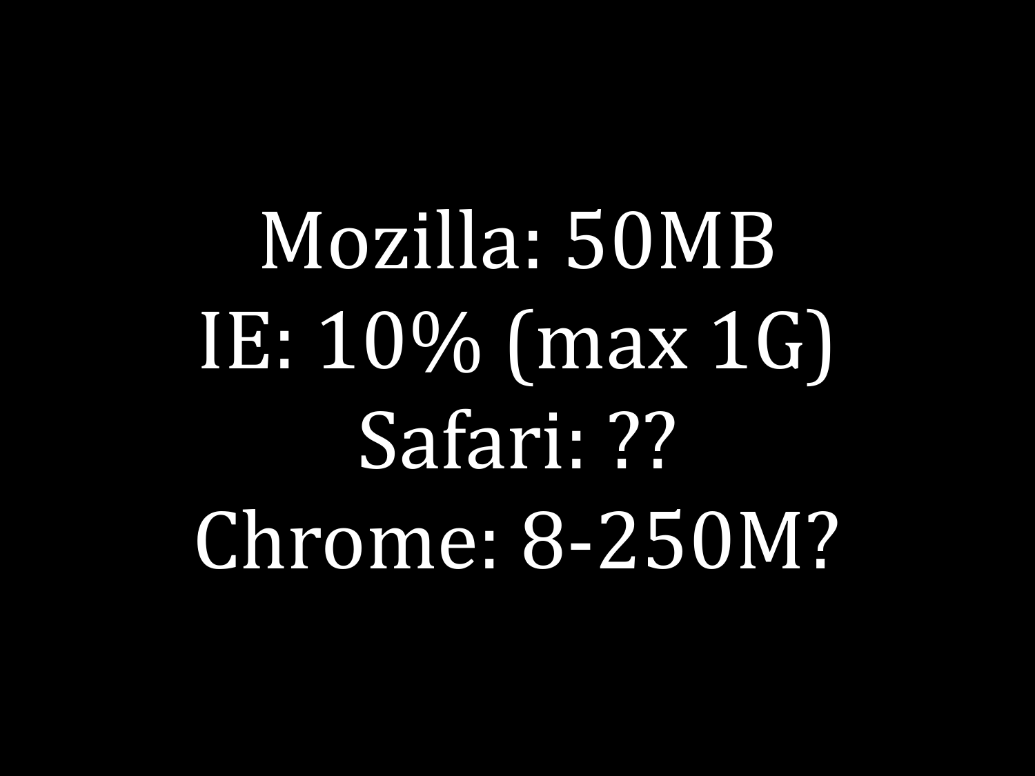Mozilla: 50MB

IE: 10% (max 1G)

Safari: ??

Chrome: 8-250M?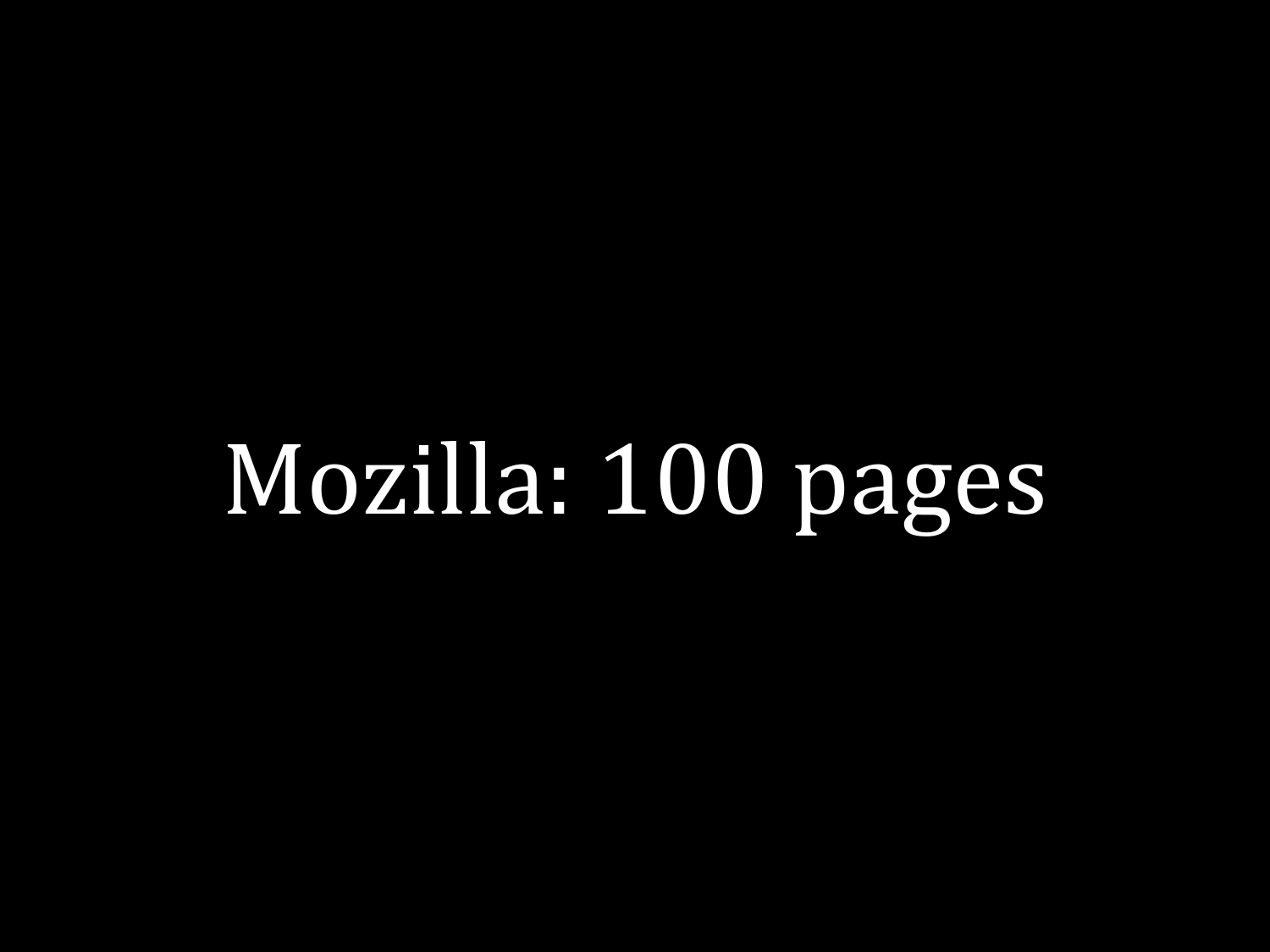Mozilla: 100 pages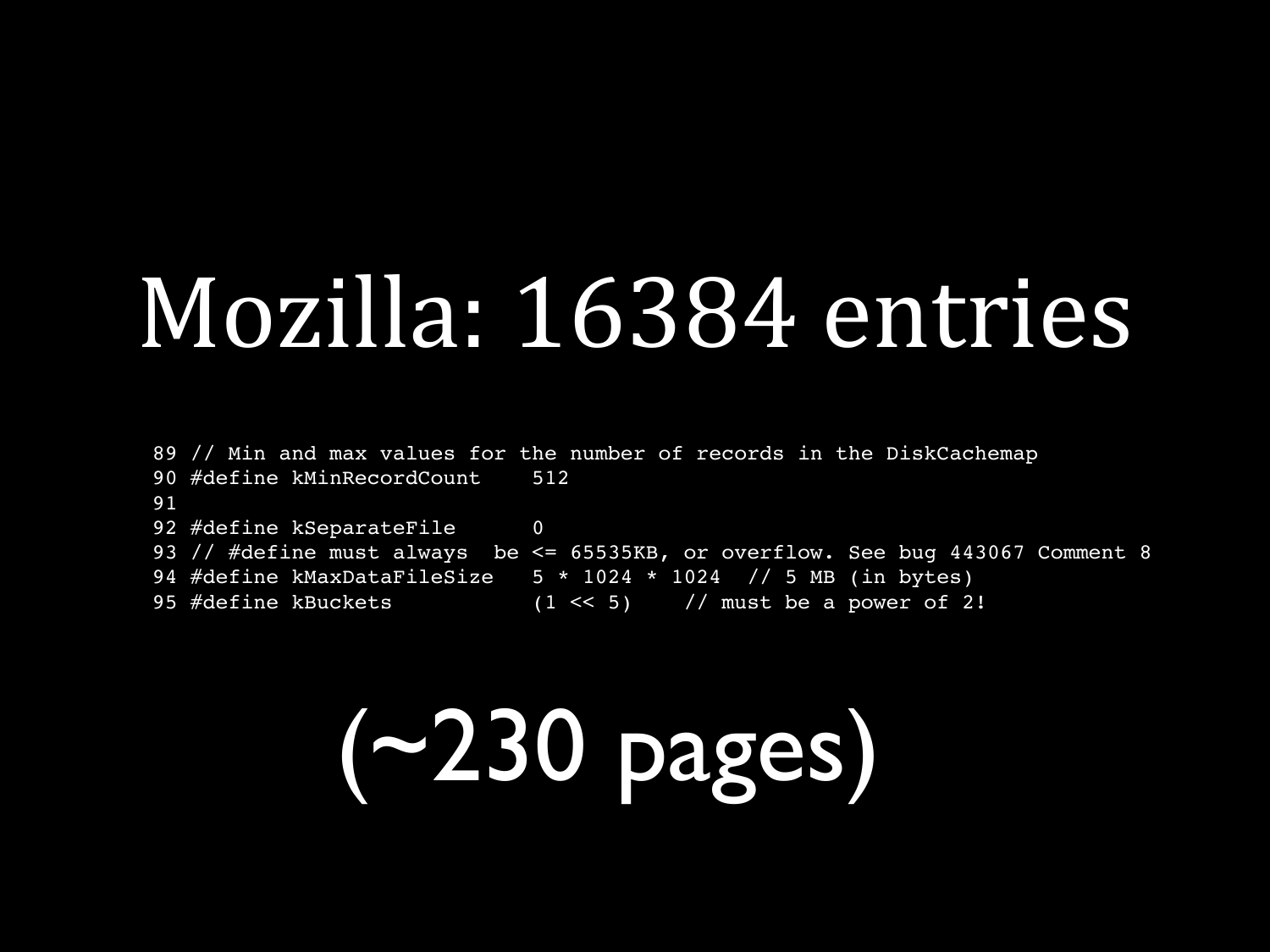# Mozilla: 16384 entries

```
89 // Min and max values for the number of records in the DiskCachemap
90 #define kMinRecordCount    512
91
92 #define kSeparateFile      0
93 // #define must always  be <= 65535KB, or overflow. See bug 443067 Comment 8
94 #define kMaxDataFileSize   5 * 1024 * 1024  // 5 MB (in bytes)
95 #define kBuckets           (1 << 5)    // must be a power of 2!
```

# (~230 pages)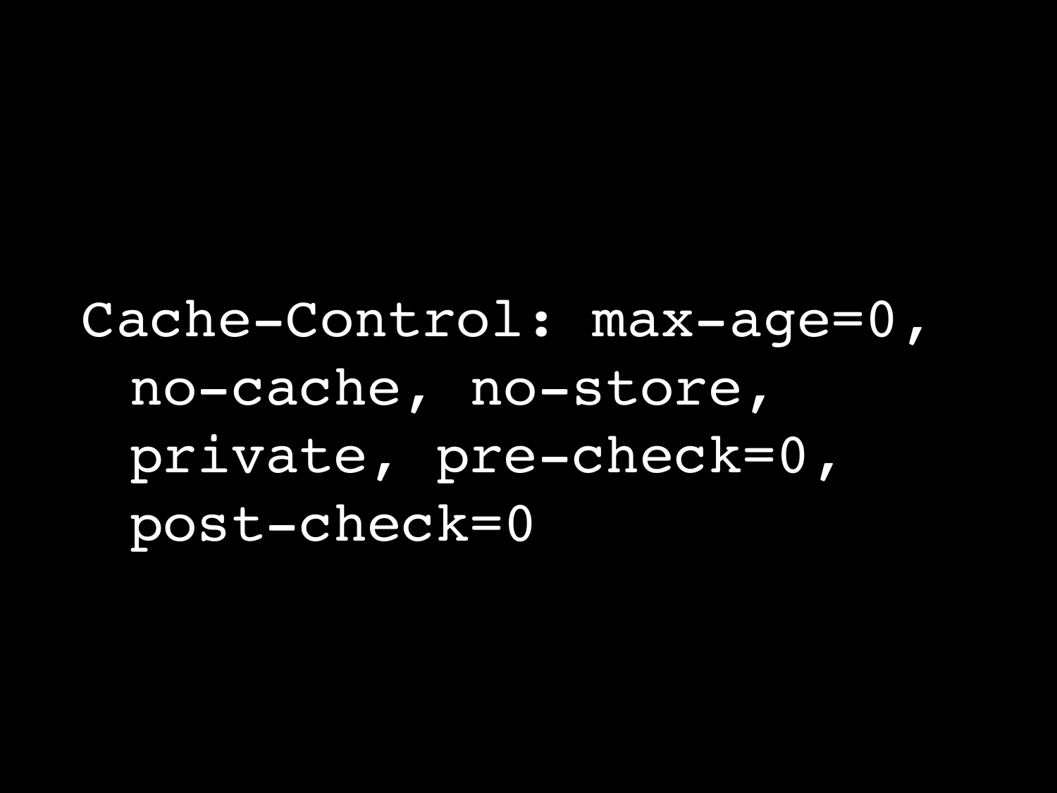```
Cache-Control: max-age=0,
  no-cache, no-store,
  private, pre-check=0,
  post-check=0
```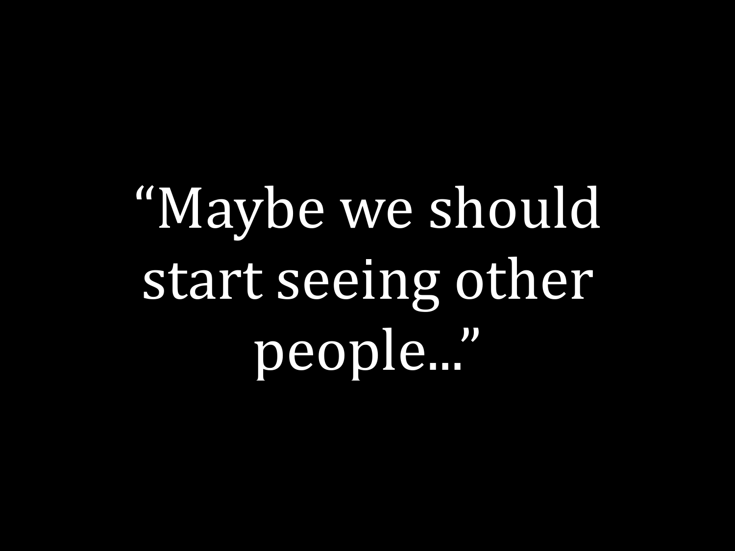"Maybe we should start seeing other people..."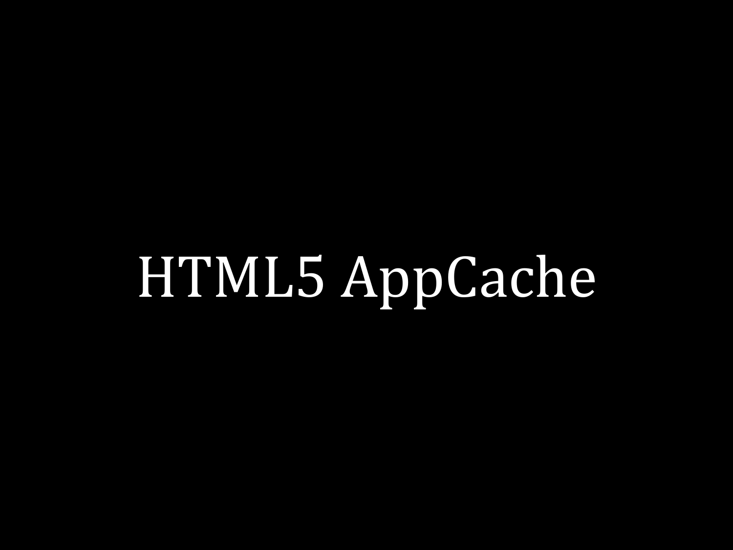# HTML5 AppCache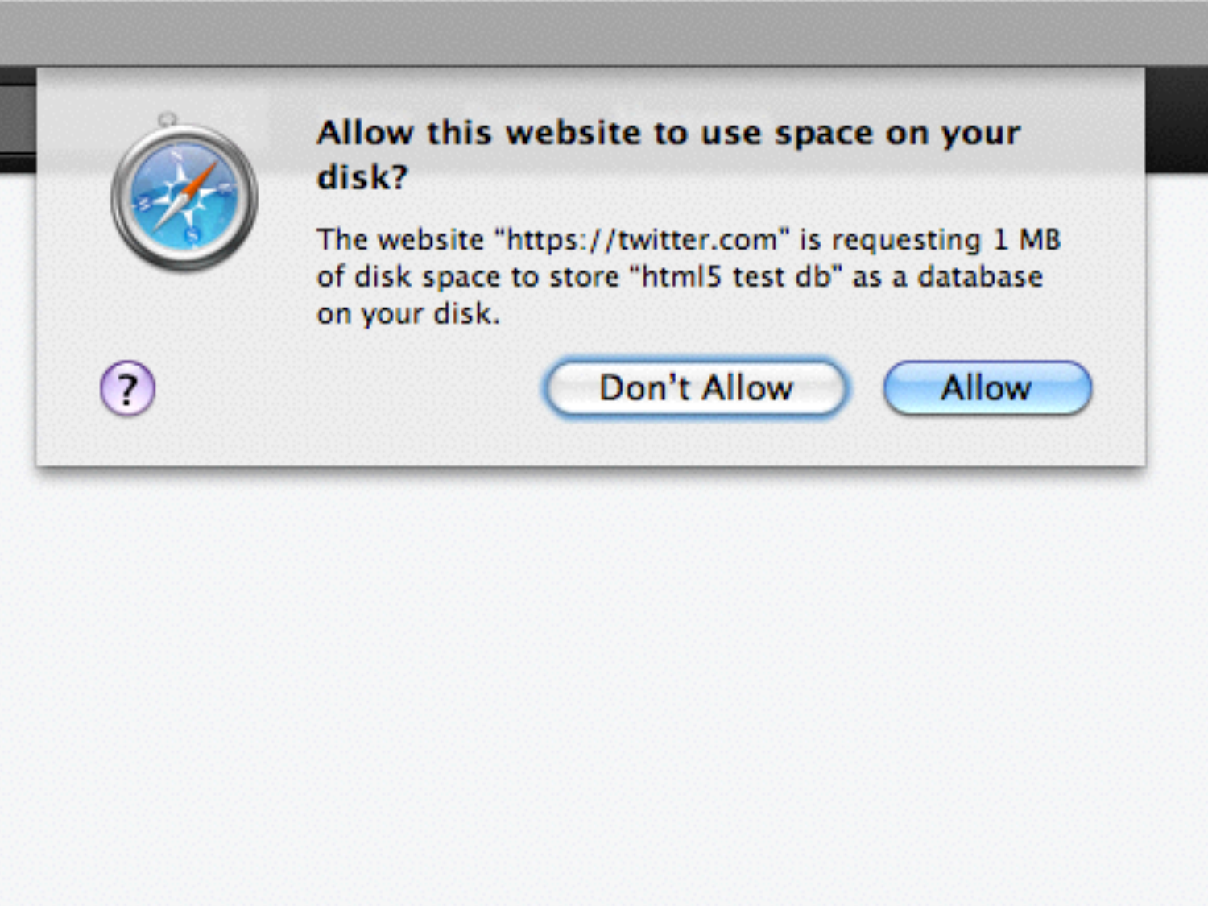**Allow this website to use space on your disk?**

The website "https://twitter.com" is requesting 1 MB of disk space to store "html5 test db" as a database on your disk.

?

Don't Allow

Allow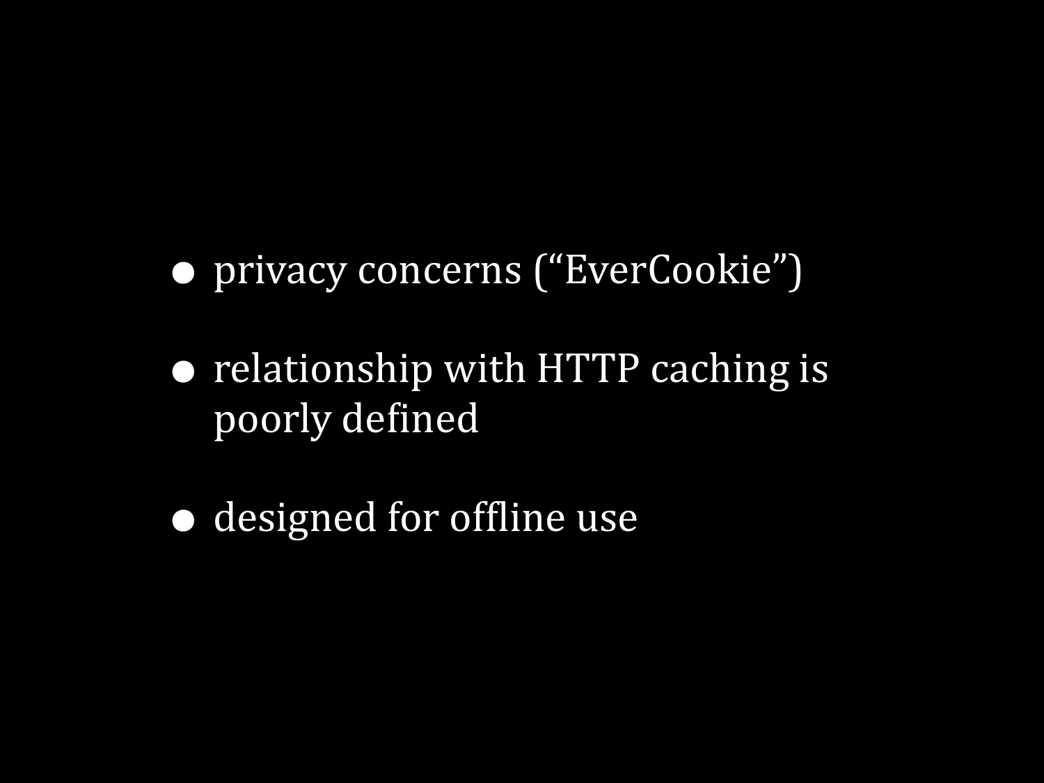- privacy concerns (“EverCookie”)
- relationship with HTTP caching is poorly defined
- designed for offline use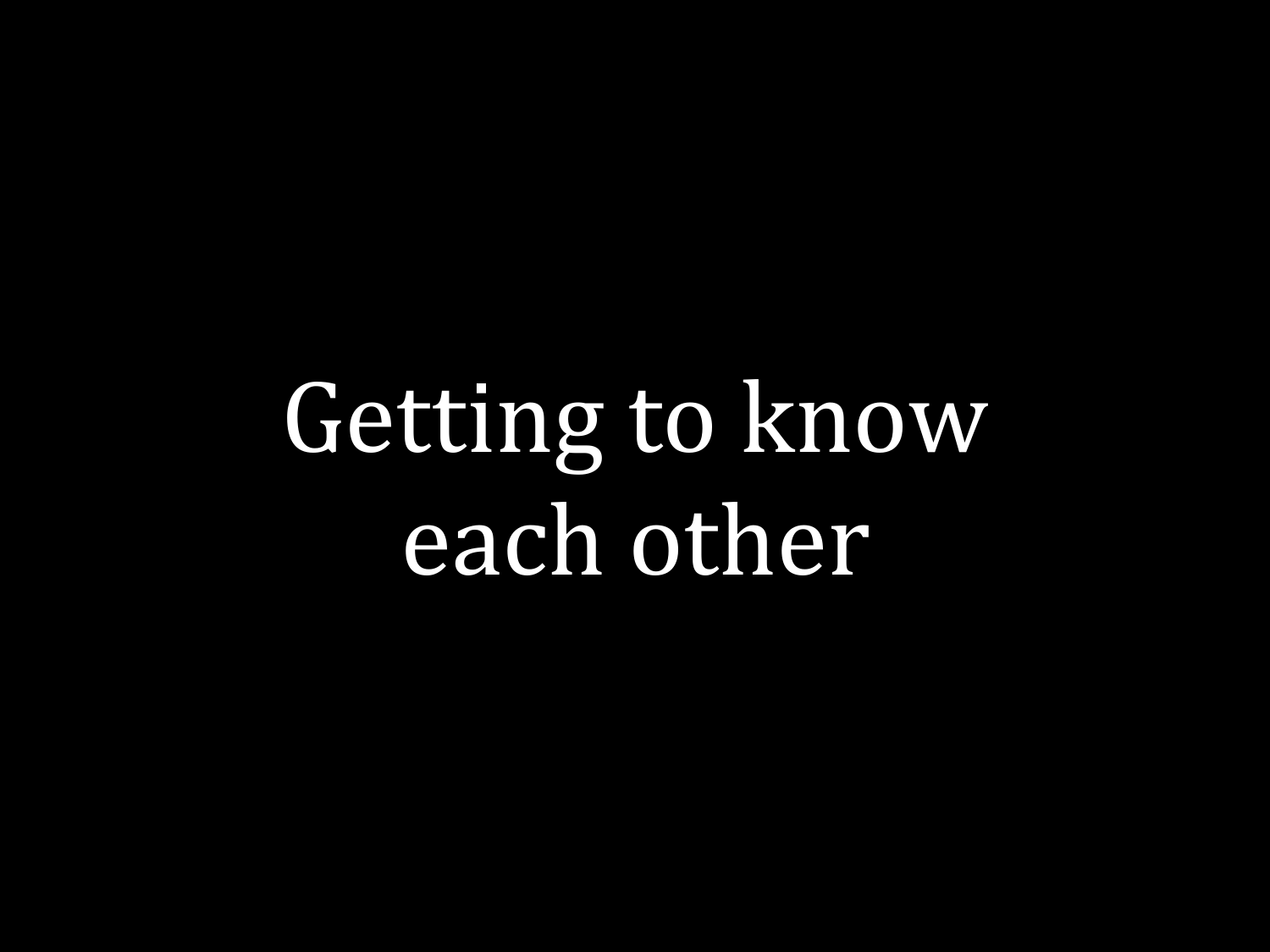# Getting to know each other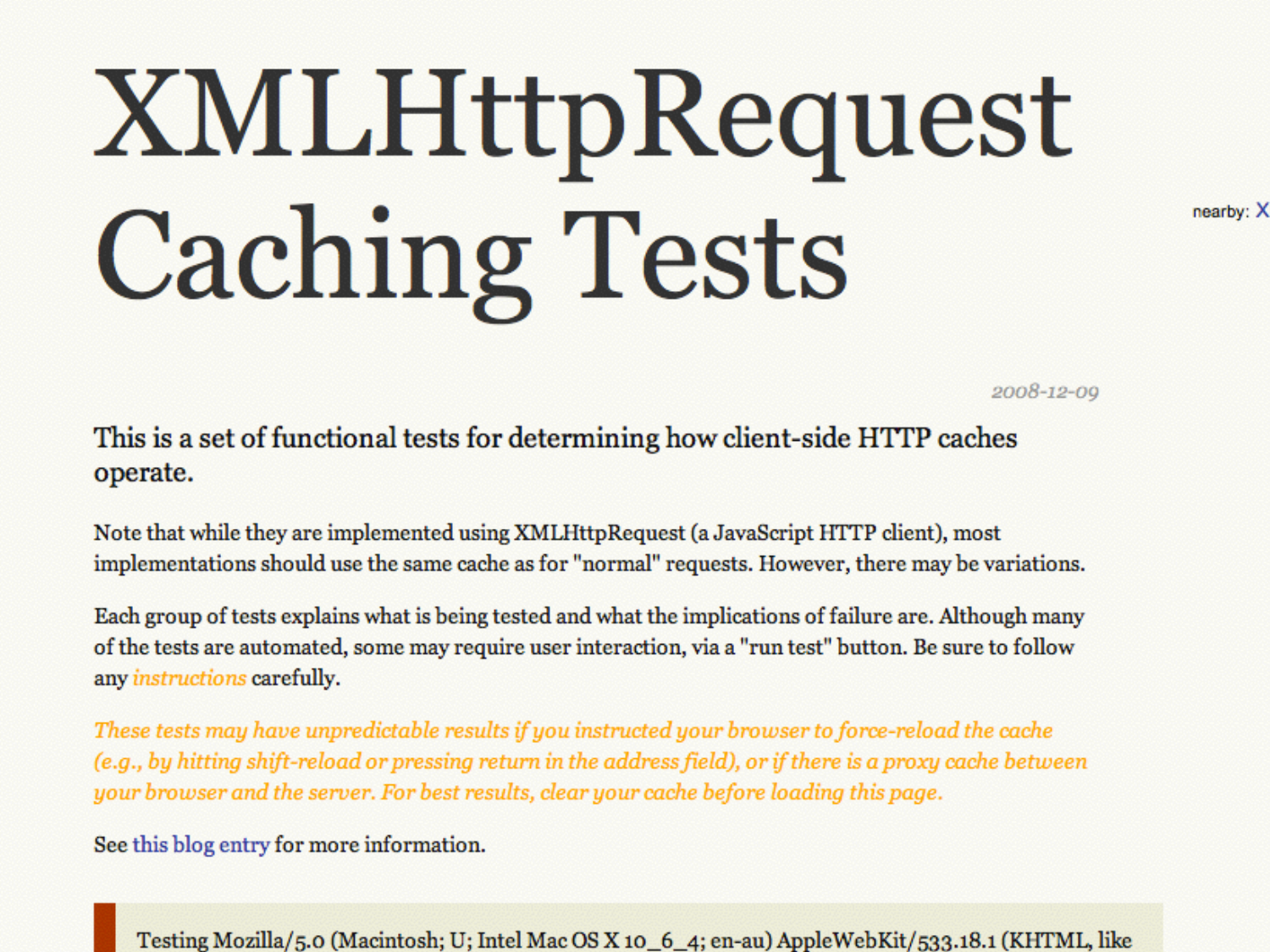# XMLHttpRequest Caching Tests

nearby: X

2008-12-09

This is a set of functional tests for determining how client-side HTTP caches operate.

Note that while they are implemented using XMLHttpRequest (a JavaScript HTTP client), most implementations should use the same cache as for "normal" requests. However, there may be variations.

Each group of tests explains what is being tested and what the implications of failure are. Although many of the tests are automated, some may require user interaction, via a "run test" button. Be sure to follow any *instructions* carefully.

*These tests may have unpredictable results if you instructed your browser to force-reload the cache (e.g., by hitting shift-reload or pressing return in the address field), or if there is a proxy cache between your browser and the server. For best results, clear your cache before loading this page.*

See this blog entry for more information.

Testing Mozilla/5.0 (Macintosh; U; Intel Mac OS X 10_6_4; en-au) AppleWebKit/533.18.1 (KHTML, like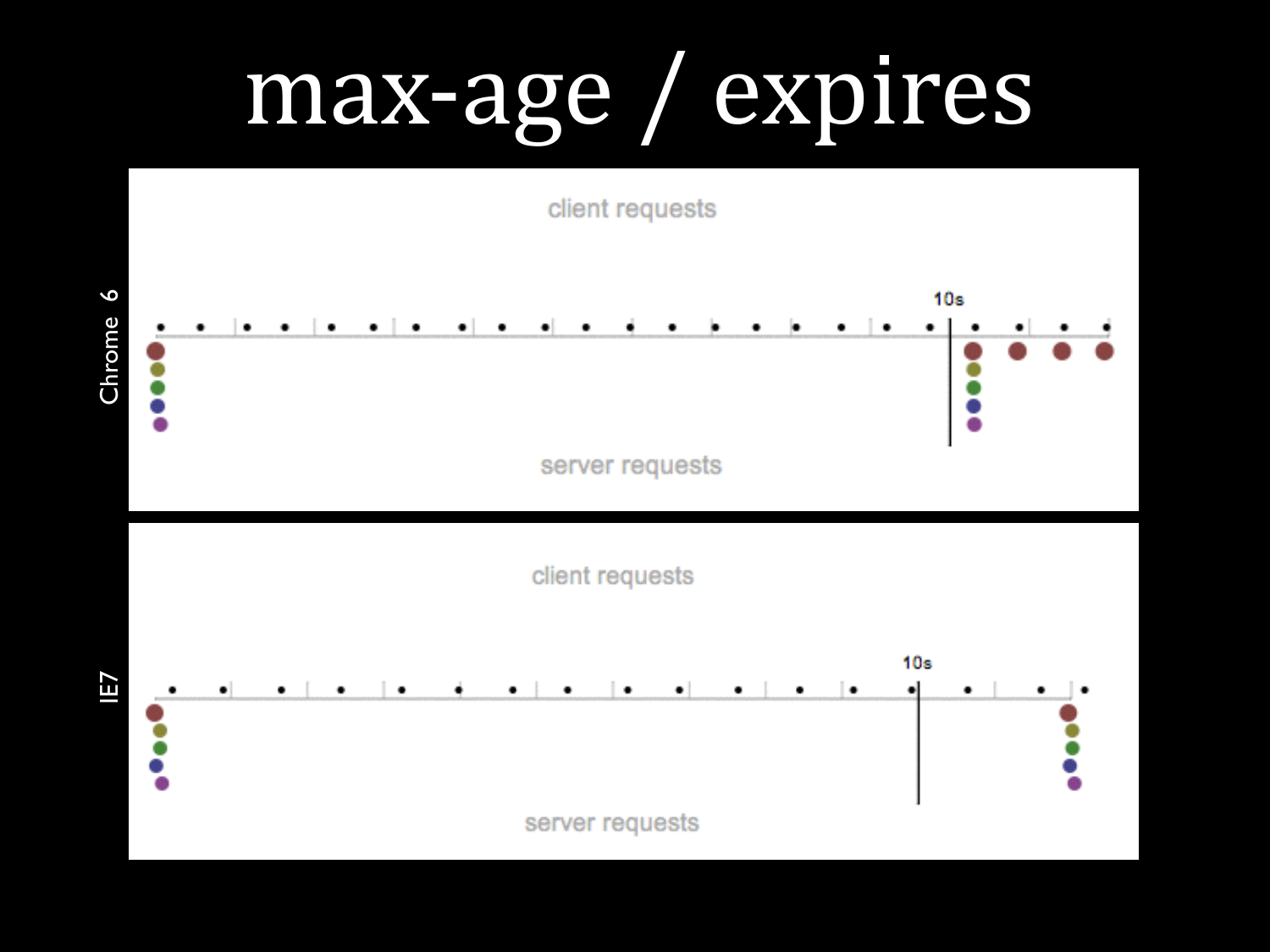# max-age / expires

Chrome 6

client requests

10s

server requests

IE7

client requests

10s

server requests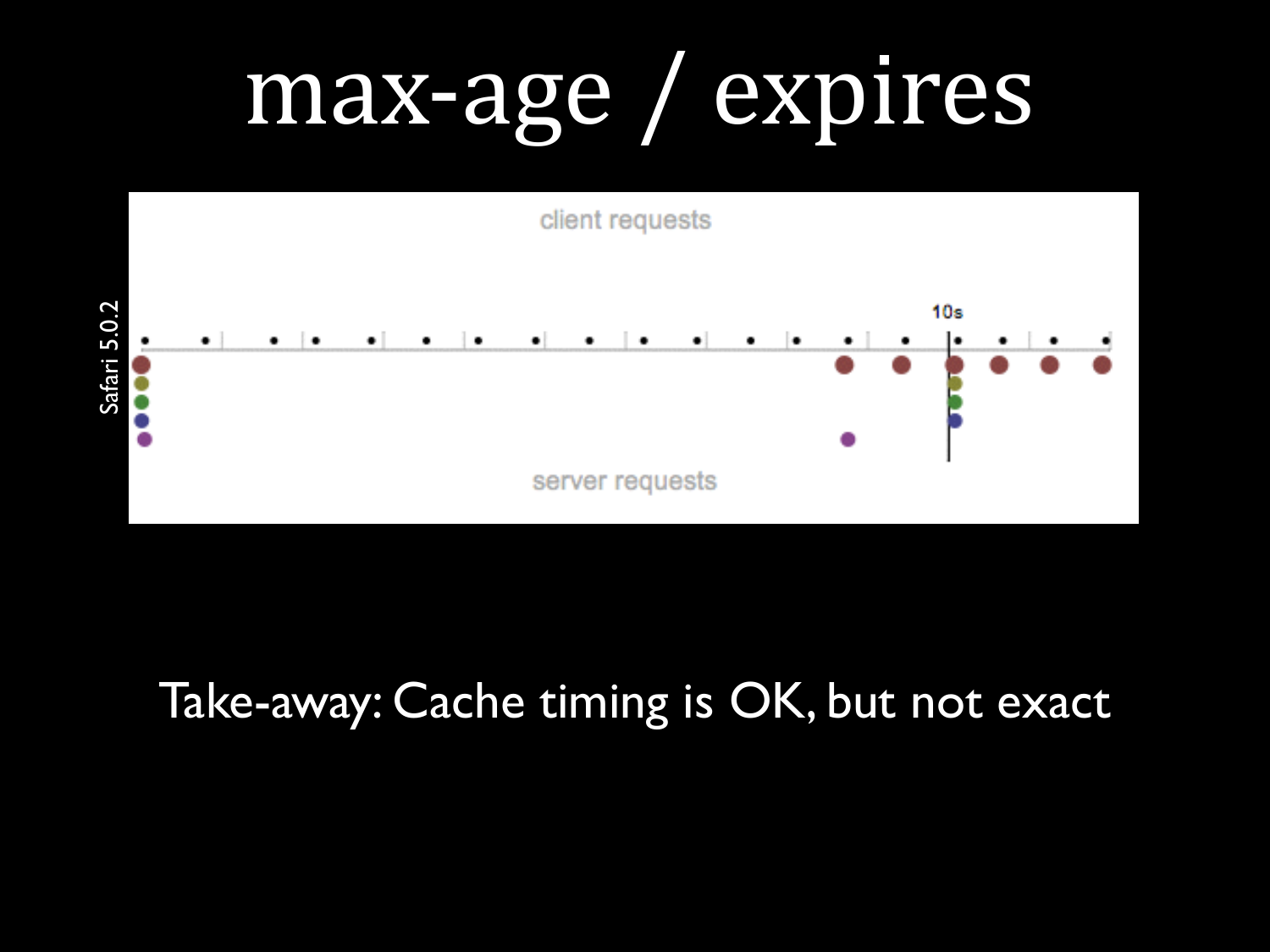# max-age / expires

client requests

10s

Safari 5.0.2

server requests

Take-away: Cache timing is OK, but not exact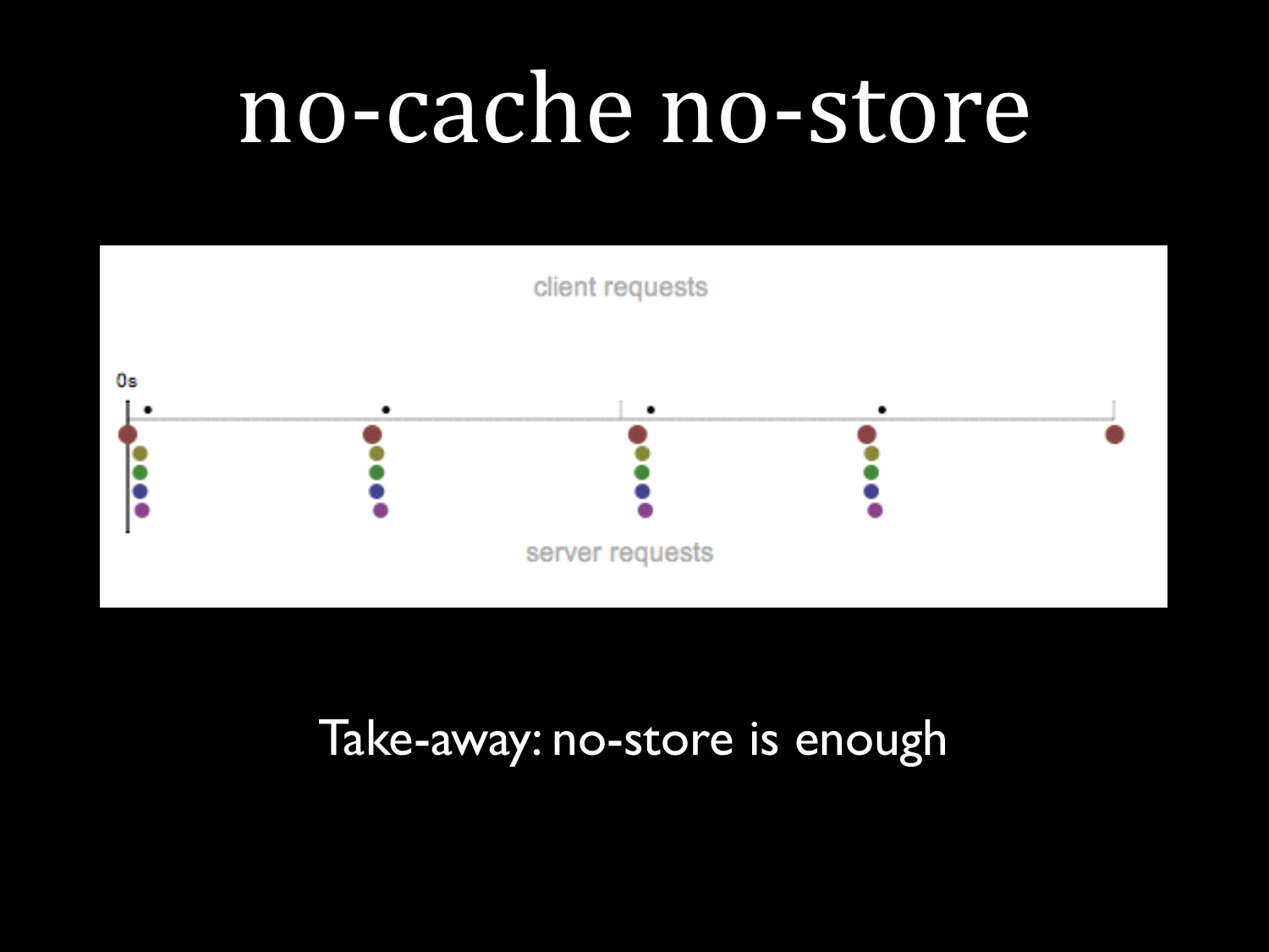# no-cache no-store

client requests

0s

server requests

Take-away: no-store is enough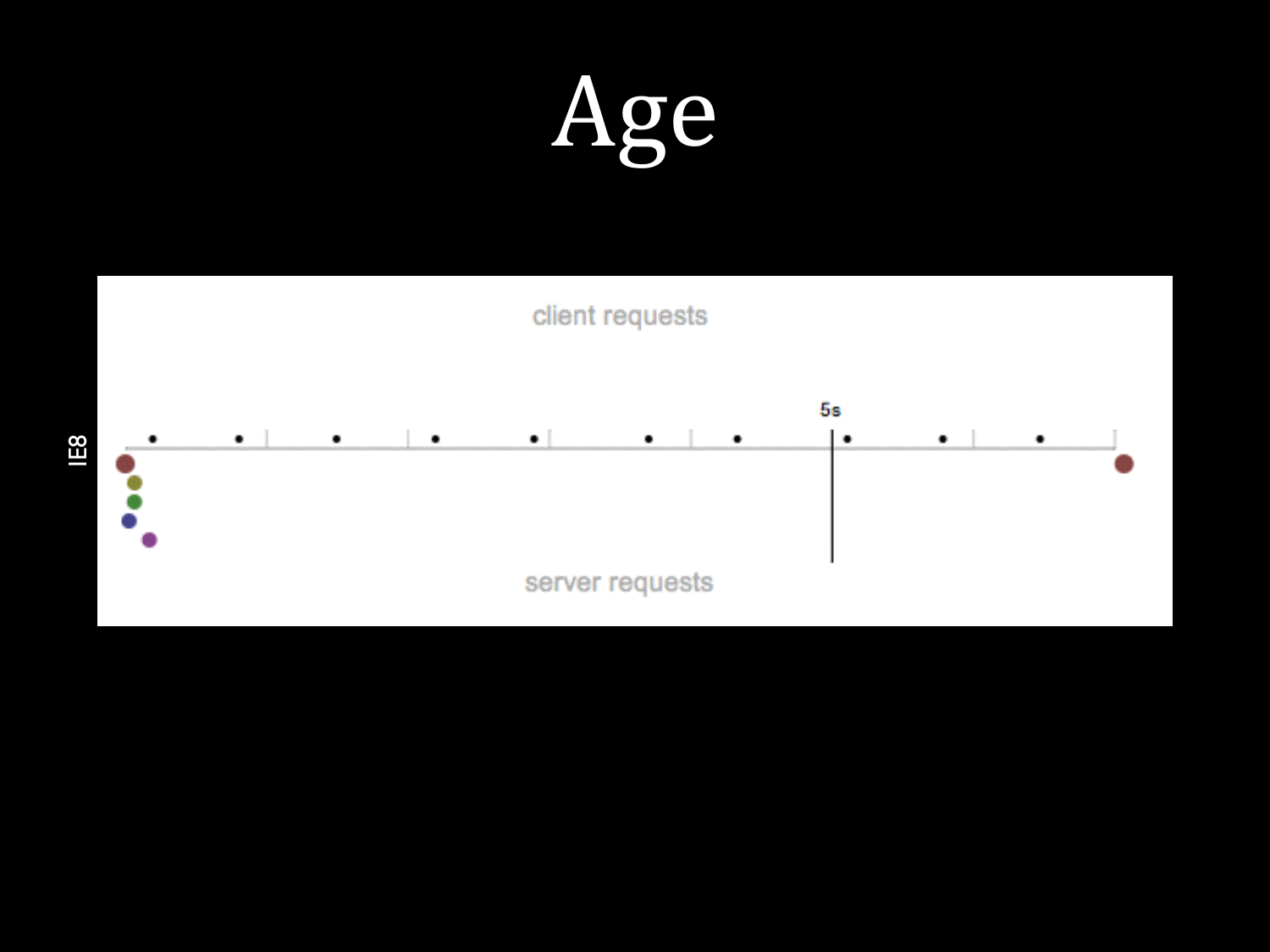# Age

client requests

5s

IE8

server requests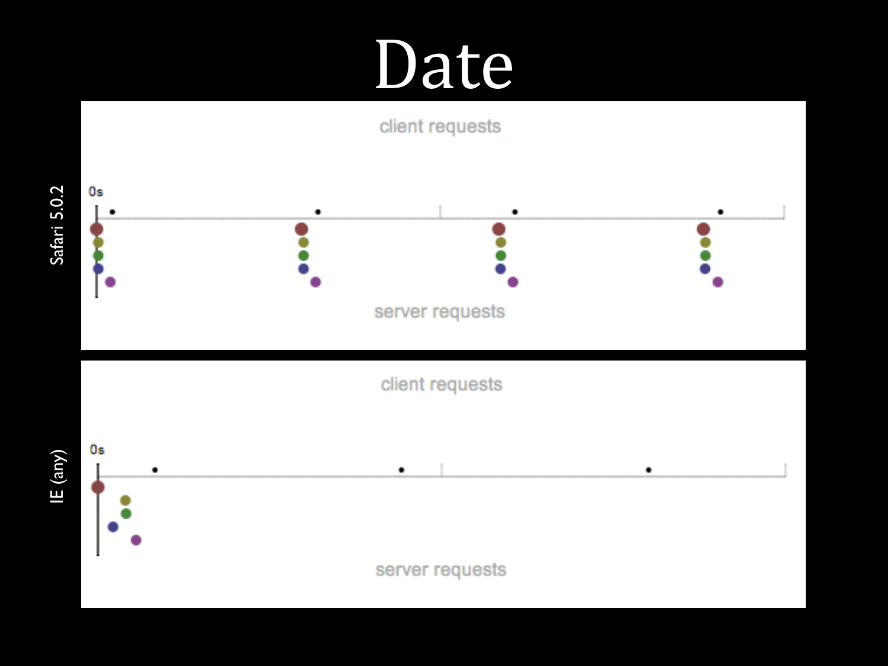# Date

Safari 5.0.2

client requests

0s

server requests

IE (any)

client requests

0s

server requests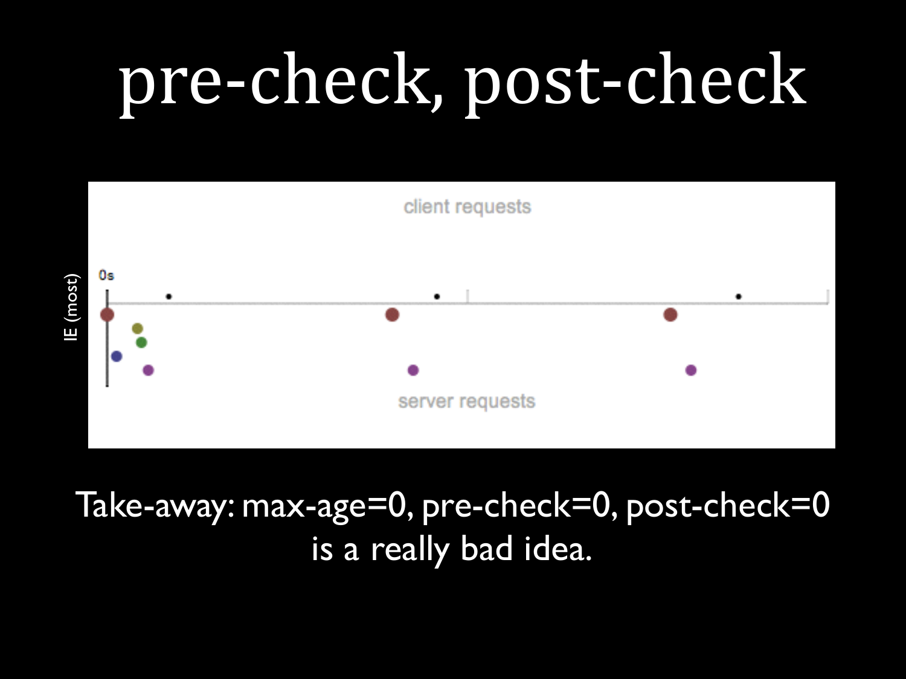# pre-check, post-check

IE (most)

client requests

0s

server requests

Take-away: max-age=0, pre-check=0, post-check=0 is a really bad idea.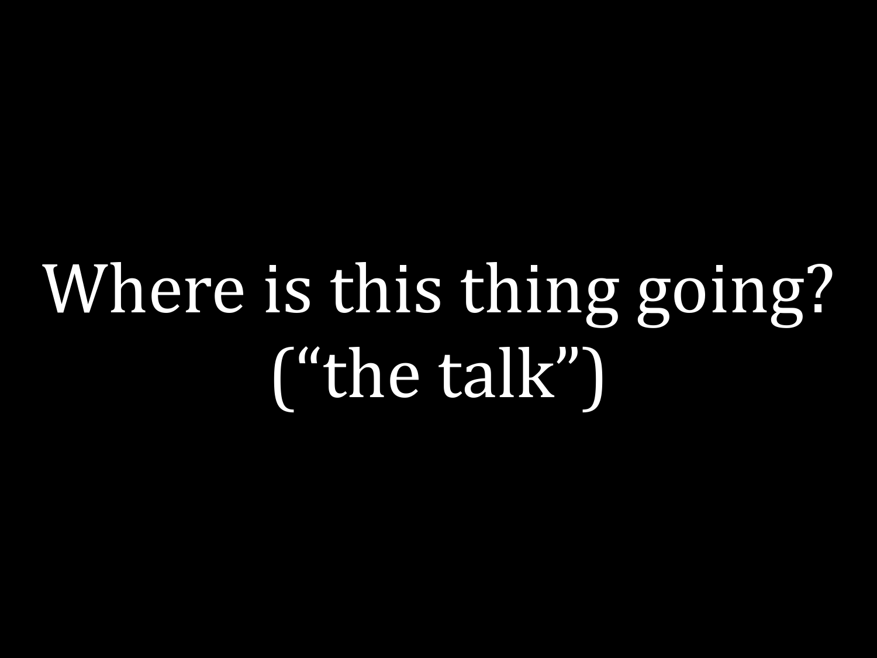# Where is this thing going?
# (“the talk”)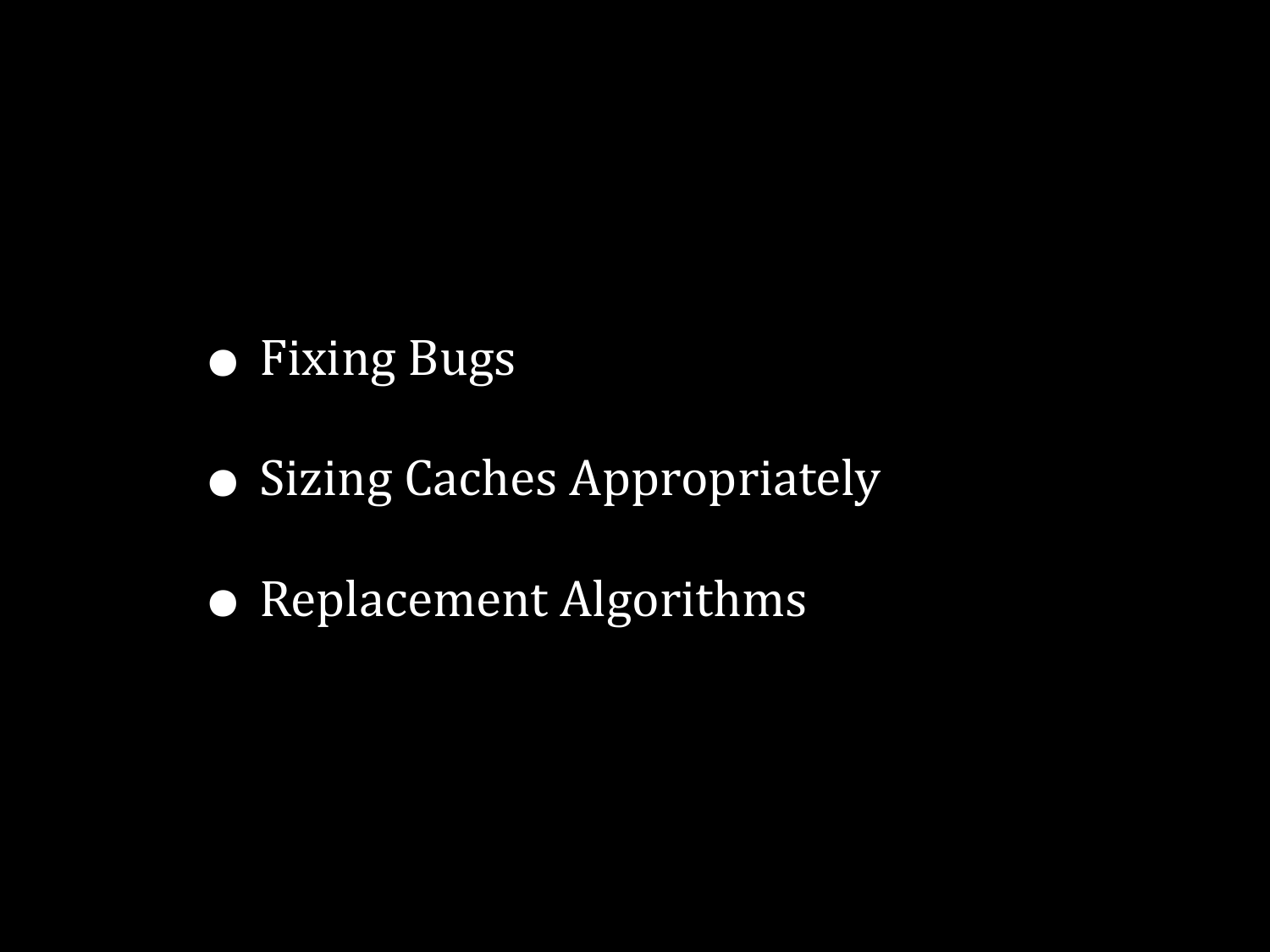- Fixing Bugs
- Sizing Caches Appropriately
- Replacement Algorithms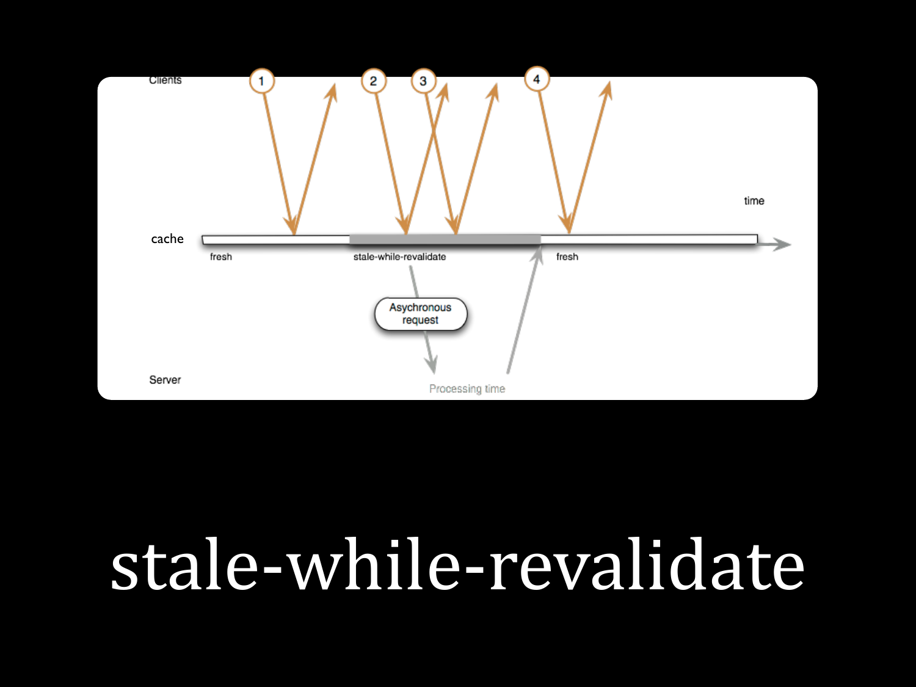Clients

cache

Server

time

fresh

stale-while-revalidate

fresh

Asychronous request

Processing time

1

2

3

4

# stale-while-revalidate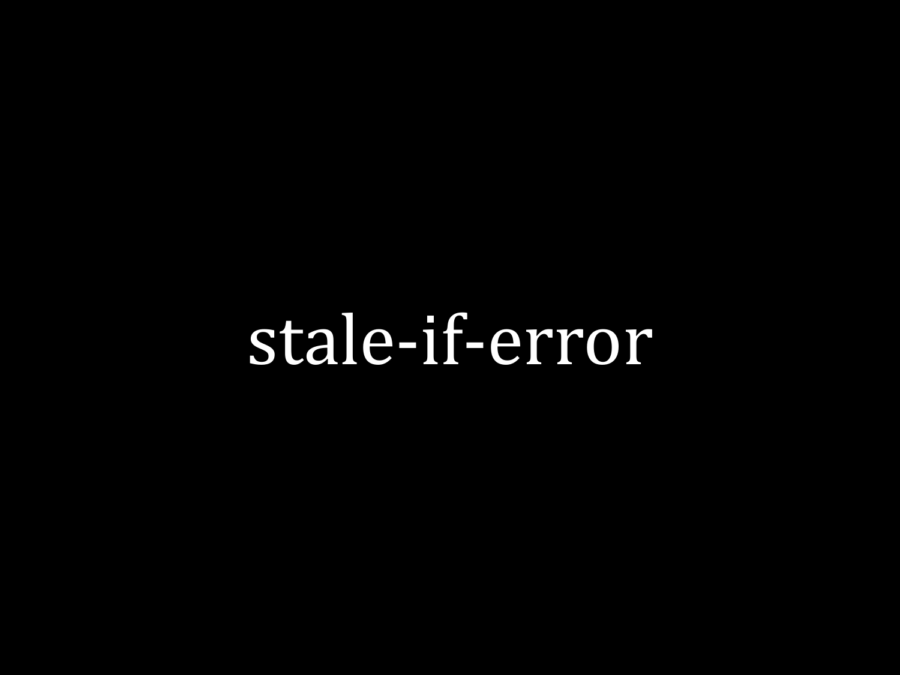stale-if-error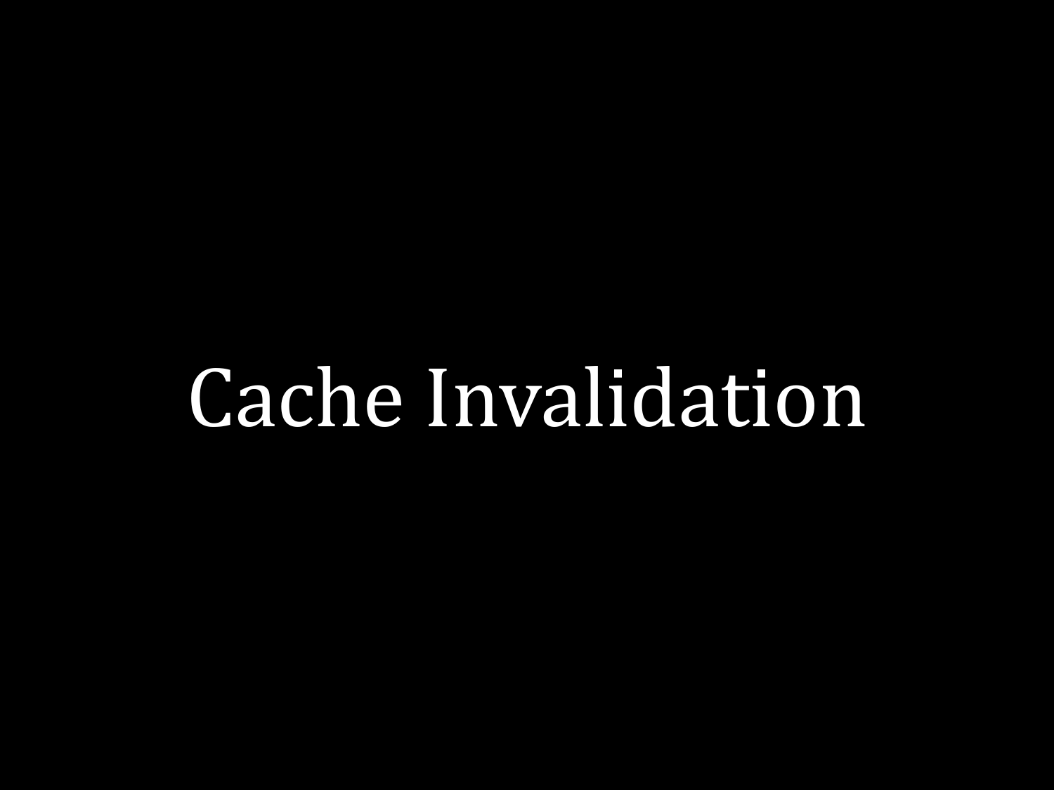# Cache Invalidation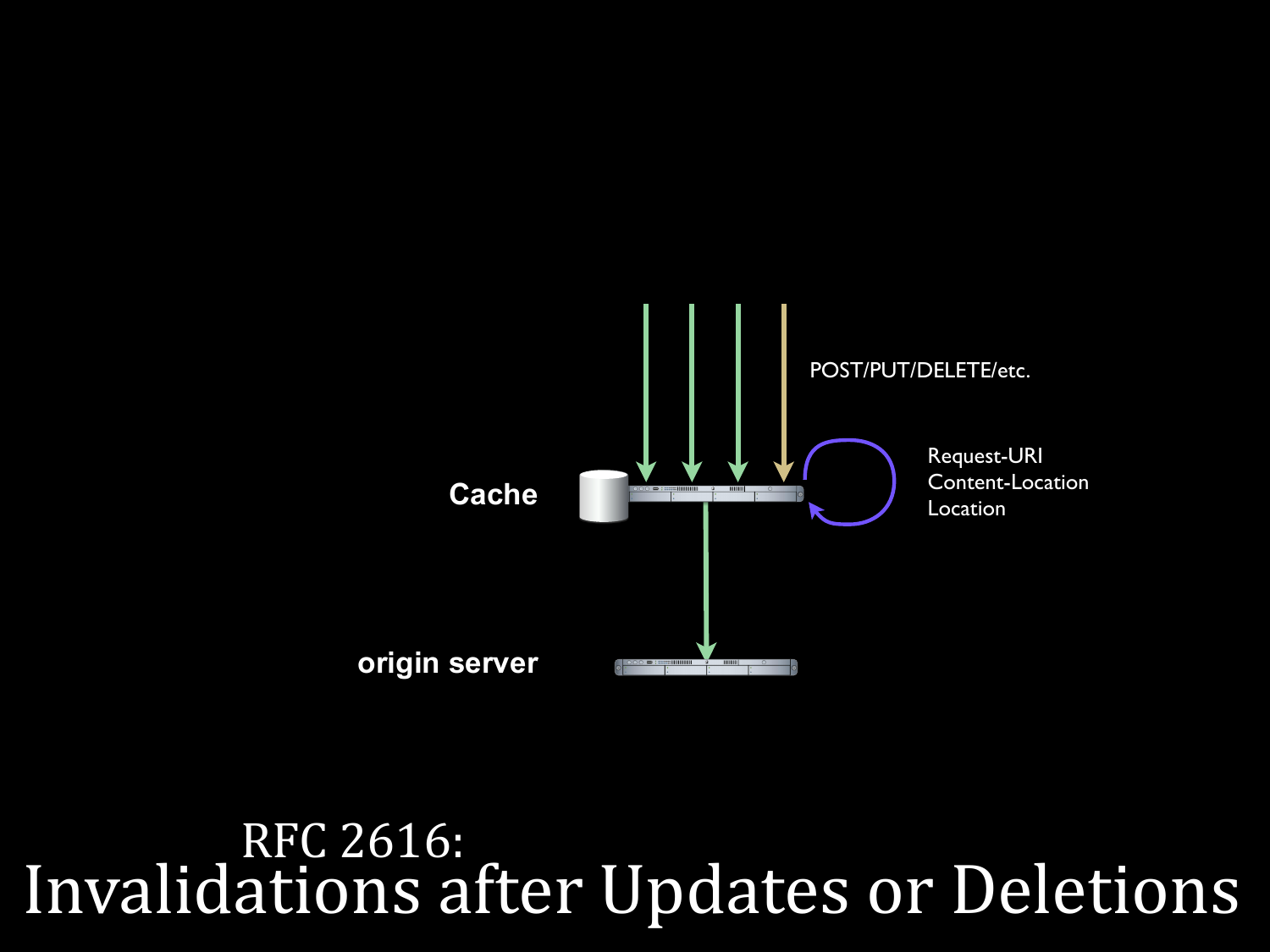Cache

origin server

POST/PUT/DELETE/etc.

Request-URI
Content-Location
Location

# RFC 2616: Invalidations after Updates or Deletions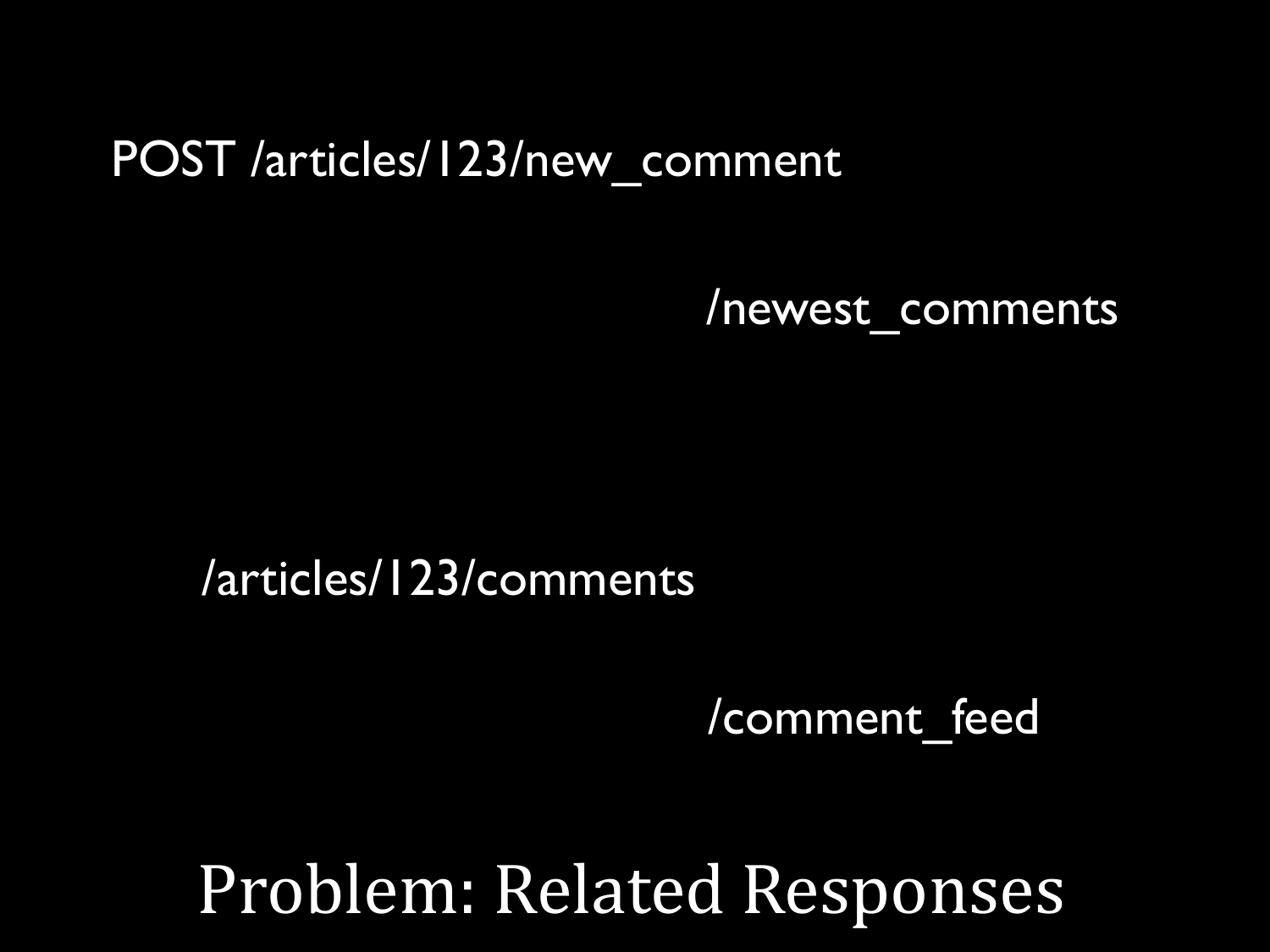POST /articles/123/new_comment

/newest_comments

/articles/123/comments

/comment_feed

# Problem: Related Responses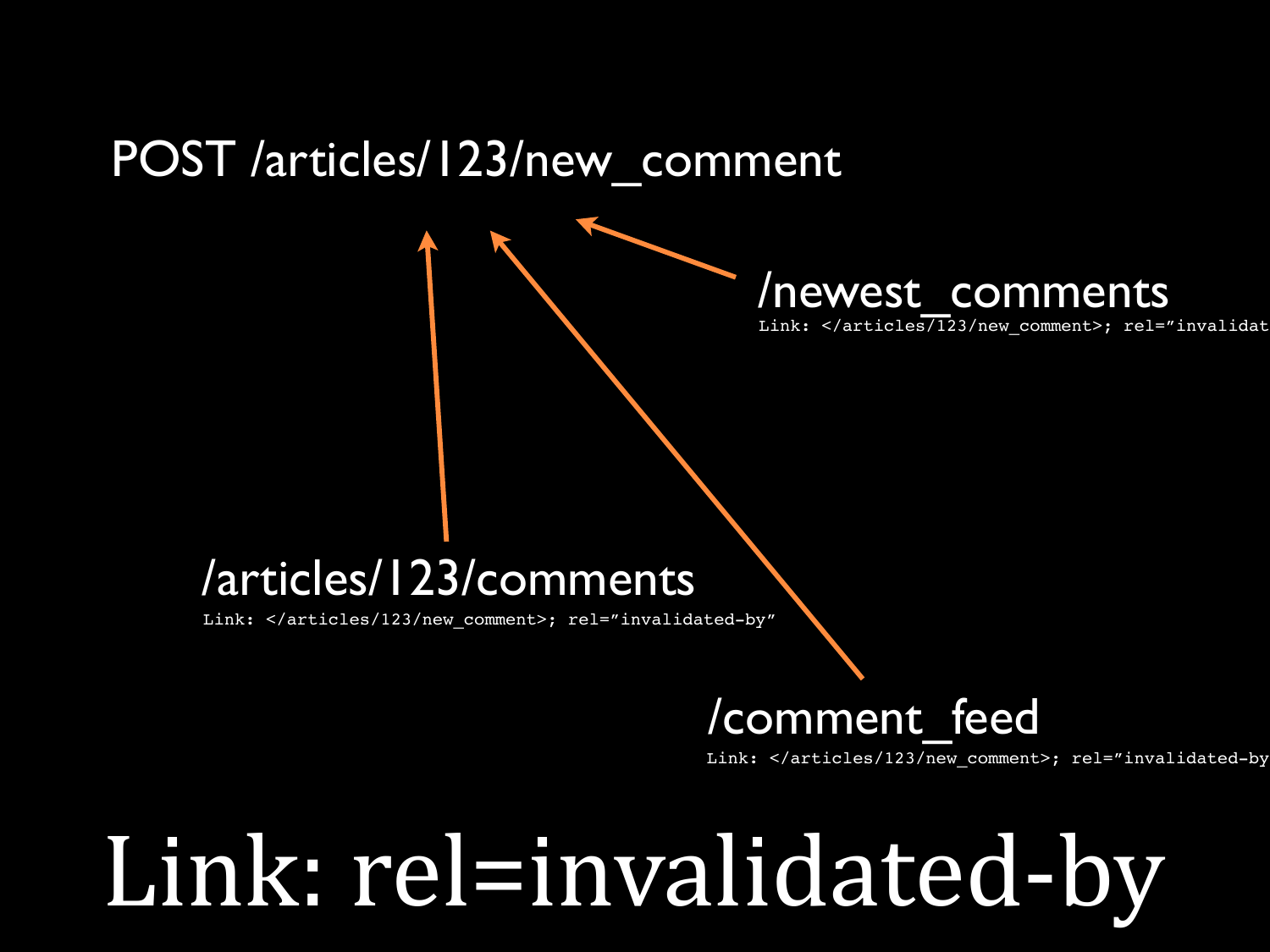POST /articles/123/new_comment

/newest_comments

```
Link: </articles/123/new_comment>; rel="invalidat
```

/articles/123/comments

```
Link: </articles/123/new_comment>; rel="invalidated-by"
```

/comment_feed

```
Link: </articles/123/new_comment>; rel="invalidated-by
```

# Link: rel=invalidated-by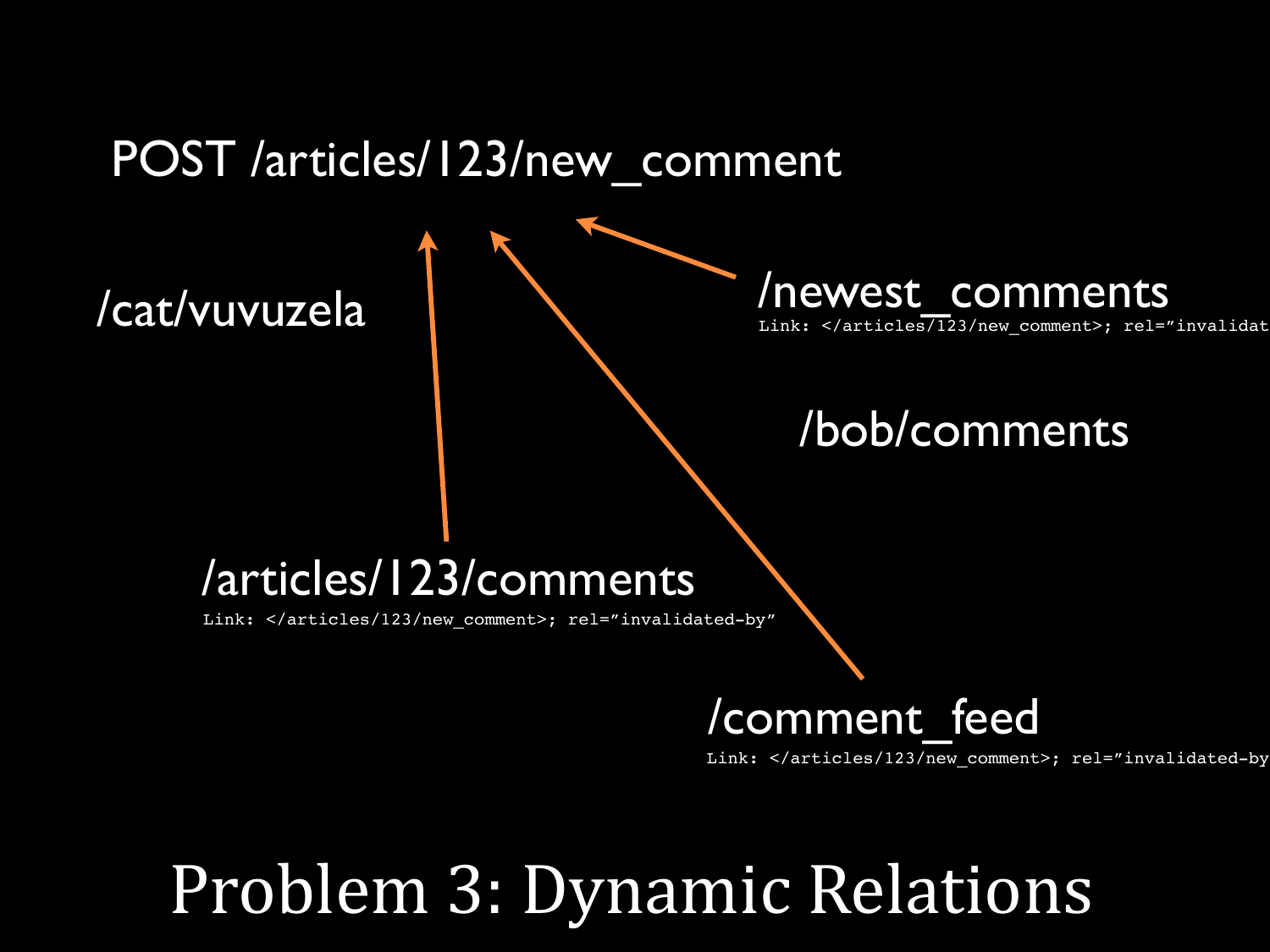POST /articles/123/new_comment

/cat/vuvuzela

/newest_comments

```
Link: </articles/123/new_comment>; rel="invalidat
```

/bob/comments

/articles/123/comments

```
Link: </articles/123/new_comment>; rel="invalidated-by"
```

/comment_feed

```
Link: </articles/123/new_comment>; rel="invalidated-by
```

# Problem 3: Dynamic Relations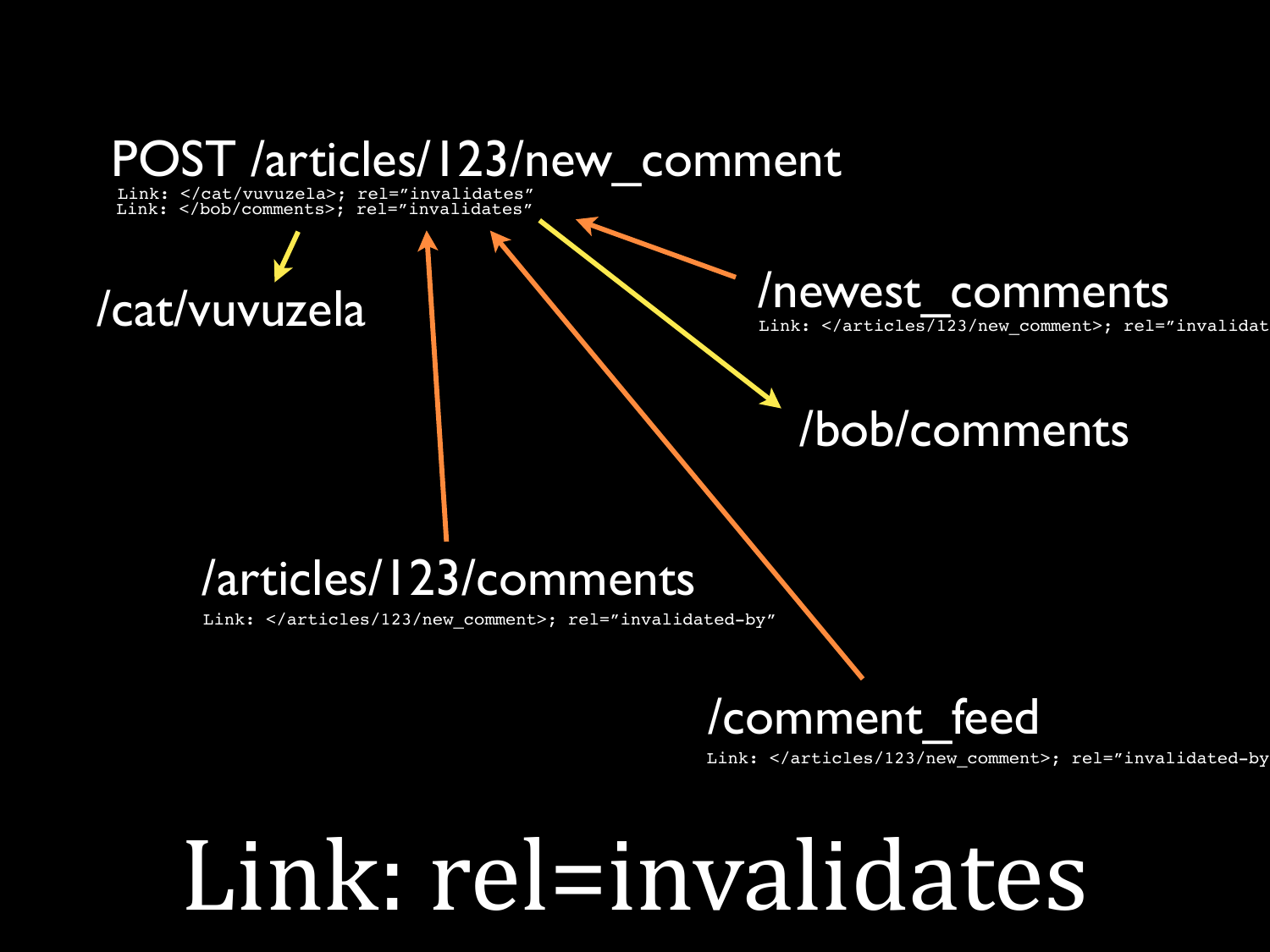POST /articles/123/new_comment

```
Link: </cat/vuvuzela>; rel="invalidates"
Link: </bob/comments>; rel="invalidates"
```

/cat/vuvuzela

/newest_comments

```
Link: </articles/123/new_comment>; rel="invalidat
```

/bob/comments

/articles/123/comments

```
Link: </articles/123/new_comment>; rel="invalidated-by"
```

/comment_feed

```
Link: </articles/123/new_comment>; rel="invalidated-by
```

# Link: rel=invalidates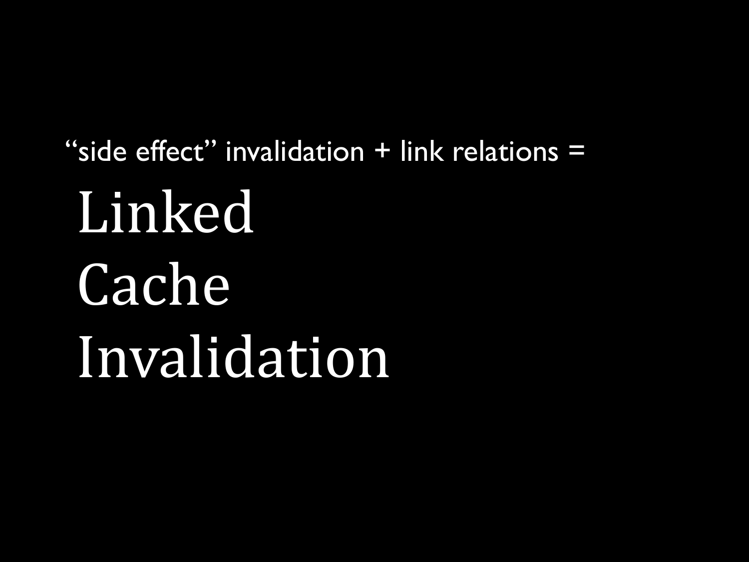"side effect" invalidation + link relations =

# Linked Cache Invalidation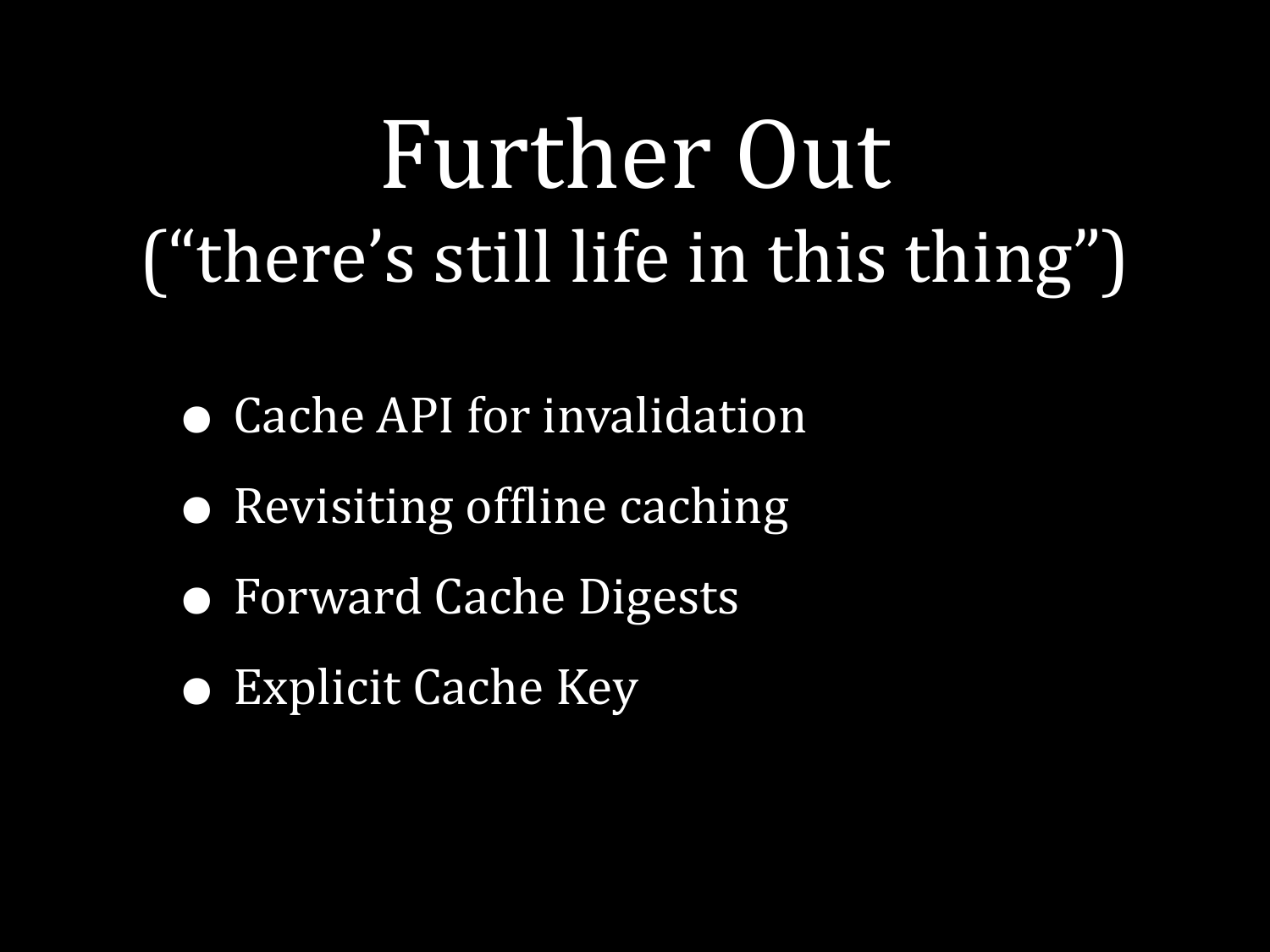# Further Out
## (“there’s still life in this thing”)

- Cache API for invalidation
- Revisiting offline caching
- Forward Cache Digests
- Explicit Cache Key